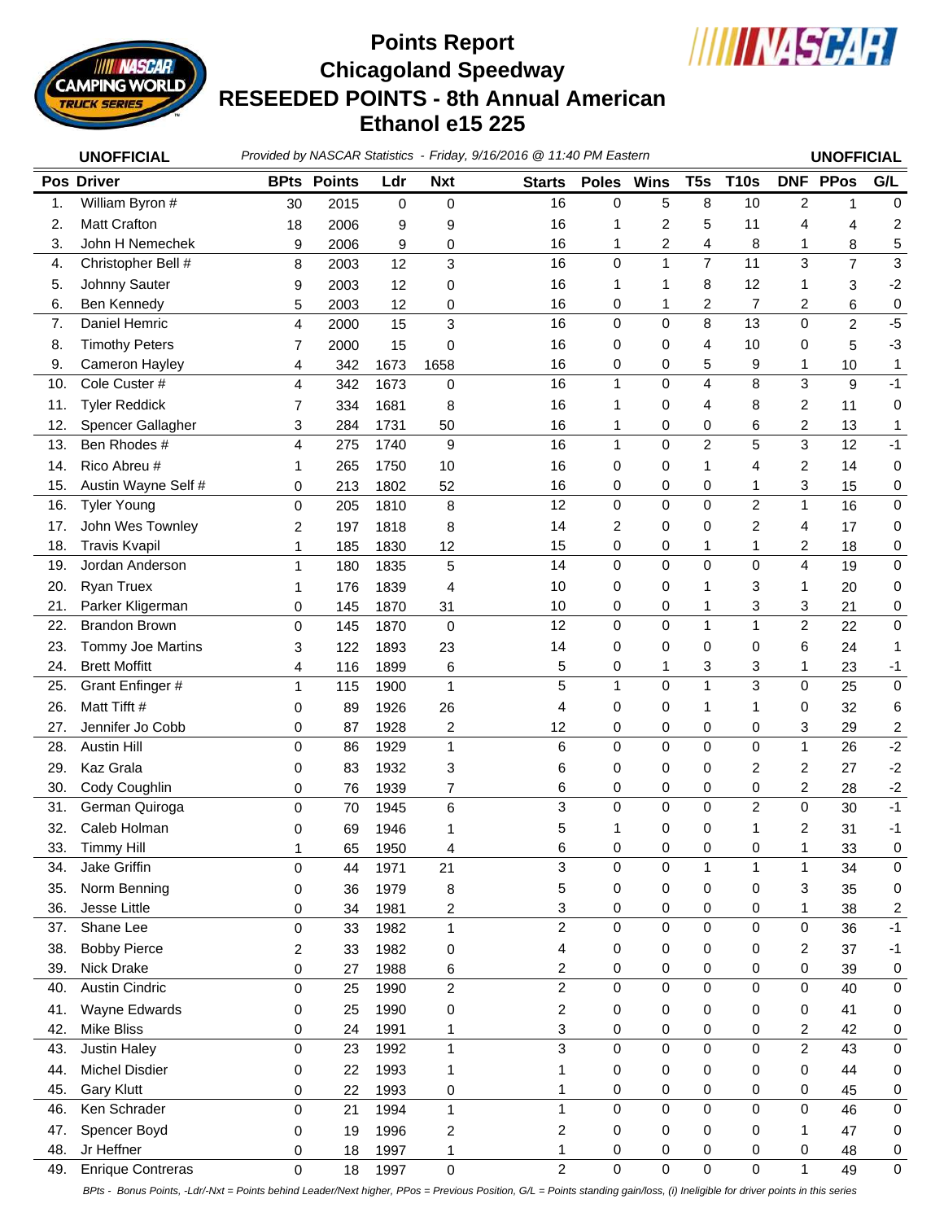# Points Report
# Chicagoland Speedway
# RESEEDED POINTS - 8th Annual American Ethanol e15 225

**UNOFFICIAL** *Provided by NASCAR Statistics - Friday, 9/16/2016 @ 11:40 PM Eastern* **UNOFFICIAL**

| Pos | Driver | BPts | Points | Ldr | Nxt | Starts | Poles | Wins | T5s | T10s | DNF | PPos | G/L |
|---|---|---|---|---|---|---|---|---|---|---|---|---|---|
| 1. | William Byron # | 30 | 2015 | 0 | 0 | 16 | 0 | 5 | 8 | 10 | 2 | 1 | 0 |
| 2. | Matt Crafton | 18 | 2006 | 9 | 9 | 16 | 1 | 2 | 5 | 11 | 4 | 4 | 2 |
| 3. | John H Nemechek | 9 | 2006 | 9 | 0 | 16 | 1 | 2 | 4 | 8 | 1 | 8 | 5 |
| 4. | Christopher Bell # | 8 | 2003 | 12 | 3 | 16 | 0 | 1 | 7 | 11 | 3 | 7 | 3 |
| 5. | Johnny Sauter | 9 | 2003 | 12 | 0 | 16 | 1 | 1 | 8 | 12 | 1 | 3 | -2 |
| 6. | Ben Kennedy | 5 | 2003 | 12 | 0 | 16 | 0 | 1 | 2 | 7 | 2 | 6 | 0 |
| 7. | Daniel Hemric | 4 | 2000 | 15 | 3 | 16 | 0 | 0 | 8 | 13 | 0 | 2 | -5 |
| 8. | Timothy Peters | 7 | 2000 | 15 | 0 | 16 | 0 | 0 | 4 | 10 | 0 | 5 | -3 |
| 9. | Cameron Hayley | 4 | 342 | 1673 | 1658 | 16 | 0 | 0 | 5 | 9 | 1 | 10 | 1 |
| 10. | Cole Custer # | 4 | 342 | 1673 | 0 | 16 | 1 | 0 | 4 | 8 | 3 | 9 | -1 |
| 11. | Tyler Reddick | 7 | 334 | 1681 | 8 | 16 | 1 | 0 | 4 | 8 | 2 | 11 | 0 |
| 12. | Spencer Gallagher | 3 | 284 | 1731 | 50 | 16 | 1 | 0 | 0 | 6 | 2 | 13 | 1 |
| 13. | Ben Rhodes # | 4 | 275 | 1740 | 9 | 16 | 1 | 0 | 2 | 5 | 3 | 12 | -1 |
| 14. | Rico Abreu # | 1 | 265 | 1750 | 10 | 16 | 0 | 0 | 1 | 4 | 2 | 14 | 0 |
| 15. | Austin Wayne Self # | 0 | 213 | 1802 | 52 | 16 | 0 | 0 | 0 | 1 | 3 | 15 | 0 |
| 16. | Tyler Young | 0 | 205 | 1810 | 8 | 12 | 0 | 0 | 0 | 2 | 1 | 16 | 0 |
| 17. | John Wes Townley | 2 | 197 | 1818 | 8 | 14 | 2 | 0 | 0 | 2 | 4 | 17 | 0 |
| 18. | Travis Kvapil | 1 | 185 | 1830 | 12 | 15 | 0 | 0 | 1 | 1 | 2 | 18 | 0 |
| 19. | Jordan Anderson | 1 | 180 | 1835 | 5 | 14 | 0 | 0 | 0 | 0 | 4 | 19 | 0 |
| 20. | Ryan Truex | 1 | 176 | 1839 | 4 | 10 | 0 | 0 | 1 | 3 | 1 | 20 | 0 |
| 21. | Parker Kligerman | 0 | 145 | 1870 | 31 | 10 | 0 | 0 | 1 | 3 | 3 | 21 | 0 |
| 22. | Brandon Brown | 0 | 145 | 1870 | 0 | 12 | 0 | 0 | 1 | 1 | 2 | 22 | 0 |
| 23. | Tommy Joe Martins | 3 | 122 | 1893 | 23 | 14 | 0 | 0 | 0 | 0 | 6 | 24 | 1 |
| 24. | Brett Moffitt | 4 | 116 | 1899 | 6 | 5 | 0 | 1 | 3 | 3 | 1 | 23 | -1 |
| 25. | Grant Enfinger # | 1 | 115 | 1900 | 1 | 5 | 1 | 0 | 1 | 3 | 0 | 25 | 0 |
| 26. | Matt Tifft # | 0 | 89 | 1926 | 26 | 4 | 0 | 0 | 1 | 1 | 0 | 32 | 6 |
| 27. | Jennifer Jo Cobb | 0 | 87 | 1928 | 2 | 12 | 0 | 0 | 0 | 0 | 3 | 29 | 2 |
| 28. | Austin Hill | 0 | 86 | 1929 | 1 | 6 | 0 | 0 | 0 | 0 | 1 | 26 | -2 |
| 29. | Kaz Grala | 0 | 83 | 1932 | 3 | 6 | 0 | 0 | 0 | 2 | 2 | 27 | -2 |
| 30. | Cody Coughlin | 0 | 76 | 1939 | 7 | 6 | 0 | 0 | 0 | 0 | 2 | 28 | -2 |
| 31. | German Quiroga | 0 | 70 | 1945 | 6 | 3 | 0 | 0 | 0 | 2 | 0 | 30 | -1 |
| 32. | Caleb Holman | 0 | 69 | 1946 | 1 | 5 | 1 | 0 | 0 | 1 | 2 | 31 | -1 |
| 33. | Timmy Hill | 1 | 65 | 1950 | 4 | 6 | 0 | 0 | 0 | 0 | 1 | 33 | 0 |
| 34. | Jake Griffin | 0 | 44 | 1971 | 21 | 3 | 0 | 0 | 1 | 1 | 1 | 34 | 0 |
| 35. | Norm Benning | 0 | 36 | 1979 | 8 | 5 | 0 | 0 | 0 | 0 | 3 | 35 | 0 |
| 36. | Jesse Little | 0 | 34 | 1981 | 2 | 3 | 0 | 0 | 0 | 0 | 1 | 38 | 2 |
| 37. | Shane Lee | 0 | 33 | 1982 | 1 | 2 | 0 | 0 | 0 | 0 | 0 | 36 | -1 |
| 38. | Bobby Pierce | 2 | 33 | 1982 | 0 | 4 | 0 | 0 | 0 | 0 | 2 | 37 | -1 |
| 39. | Nick Drake | 0 | 27 | 1988 | 6 | 2 | 0 | 0 | 0 | 0 | 0 | 39 | 0 |
| 40. | Austin Cindric | 0 | 25 | 1990 | 2 | 2 | 0 | 0 | 0 | 0 | 0 | 40 | 0 |
| 41. | Wayne Edwards | 0 | 25 | 1990 | 0 | 2 | 0 | 0 | 0 | 0 | 0 | 41 | 0 |
| 42. | Mike Bliss | 0 | 24 | 1991 | 1 | 3 | 0 | 0 | 0 | 0 | 2 | 42 | 0 |
| 43. | Justin Haley | 0 | 23 | 1992 | 1 | 3 | 0 | 0 | 0 | 0 | 2 | 43 | 0 |
| 44. | Michel Disdier | 0 | 22 | 1993 | 1 | 1 | 0 | 0 | 0 | 0 | 0 | 44 | 0 |
| 45. | Gary Klutt | 0 | 22 | 1993 | 0 | 1 | 0 | 0 | 0 | 0 | 0 | 45 | 0 |
| 46. | Ken Schrader | 0 | 21 | 1994 | 1 | 1 | 0 | 0 | 0 | 0 | 0 | 46 | 0 |
| 47. | Spencer Boyd | 0 | 19 | 1996 | 2 | 2 | 0 | 0 | 0 | 0 | 1 | 47 | 0 |
| 48. | Jr Heffner | 0 | 18 | 1997 | 1 | 1 | 0 | 0 | 0 | 0 | 0 | 48 | 0 |
| 49. | Enrique Contreras | 0 | 18 | 1997 | 0 | 2 | 0 | 0 | 0 | 0 | 1 | 49 | 0 |

*BPts - Bonus Points, -Ldr/-Nxt = Points behind Leader/Next higher, PPos = Previous Position, G/L = Points standing gain/loss, (i) Ineligible for driver points in this series*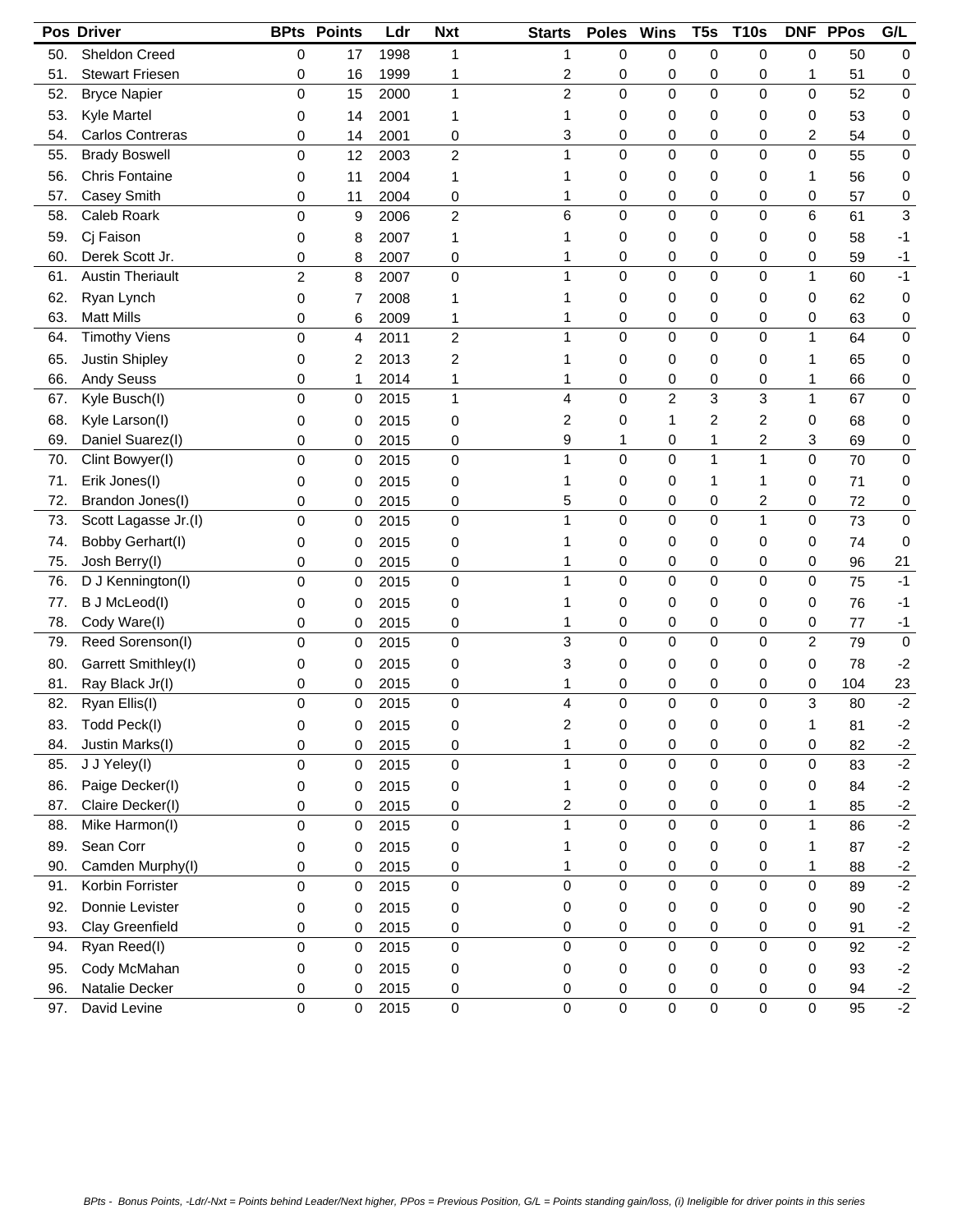| Pos | Driver | BPts | Points | Ldr | Nxt | Starts | Poles | Wins | T5s | T10s | DNF | PPos | G/L |
|---|---|---|---|---|---|---|---|---|---|---|---|---|---|
| 50. | Sheldon Creed | 0 | 17 | 1998 | 1 | 1 | 0 | 0 | 0 | 0 | 0 | 50 | 0 |
| 51. | Stewart Friesen | 0 | 16 | 1999 | 1 | 2 | 0 | 0 | 0 | 0 | 1 | 51 | 0 |
| 52. | Bryce Napier | 0 | 15 | 2000 | 1 | 2 | 0 | 0 | 0 | 0 | 0 | 52 | 0 |
| 53. | Kyle Martel | 0 | 14 | 2001 | 1 | 1 | 0 | 0 | 0 | 0 | 0 | 53 | 0 |
| 54. | Carlos Contreras | 0 | 14 | 2001 | 0 | 3 | 0 | 0 | 0 | 0 | 2 | 54 | 0 |
| 55. | Brady Boswell | 0 | 12 | 2003 | 2 | 1 | 0 | 0 | 0 | 0 | 0 | 55 | 0 |
| 56. | Chris Fontaine | 0 | 11 | 2004 | 1 | 1 | 0 | 0 | 0 | 0 | 1 | 56 | 0 |
| 57. | Casey Smith | 0 | 11 | 2004 | 0 | 1 | 0 | 0 | 0 | 0 | 0 | 57 | 0 |
| 58. | Caleb Roark | 0 | 9 | 2006 | 2 | 6 | 0 | 0 | 0 | 0 | 6 | 61 | 3 |
| 59. | Cj Faison | 0 | 8 | 2007 | 1 | 1 | 0 | 0 | 0 | 0 | 0 | 58 | -1 |
| 60. | Derek Scott Jr. | 0 | 8 | 2007 | 0 | 1 | 0 | 0 | 0 | 0 | 0 | 59 | -1 |
| 61. | Austin Theriault | 2 | 8 | 2007 | 0 | 1 | 0 | 0 | 0 | 0 | 1 | 60 | -1 |
| 62. | Ryan Lynch | 0 | 7 | 2008 | 1 | 1 | 0 | 0 | 0 | 0 | 0 | 62 | 0 |
| 63. | Matt Mills | 0 | 6 | 2009 | 1 | 1 | 0 | 0 | 0 | 0 | 0 | 63 | 0 |
| 64. | Timothy Viens | 0 | 4 | 2011 | 2 | 1 | 0 | 0 | 0 | 0 | 1 | 64 | 0 |
| 65. | Justin Shipley | 0 | 2 | 2013 | 2 | 1 | 0 | 0 | 0 | 0 | 1 | 65 | 0 |
| 66. | Andy Seuss | 0 | 1 | 2014 | 1 | 1 | 0 | 0 | 0 | 0 | 1 | 66 | 0 |
| 67. | Kyle Busch(I) | 0 | 0 | 2015 | 1 | 4 | 0 | 2 | 3 | 3 | 1 | 67 | 0 |
| 68. | Kyle Larson(I) | 0 | 0 | 2015 | 0 | 2 | 0 | 1 | 2 | 2 | 0 | 68 | 0 |
| 69. | Daniel Suarez(I) | 0 | 0 | 2015 | 0 | 9 | 1 | 0 | 1 | 2 | 3 | 69 | 0 |
| 70. | Clint Bowyer(I) | 0 | 0 | 2015 | 0 | 1 | 0 | 0 | 1 | 1 | 0 | 70 | 0 |
| 71. | Erik Jones(I) | 0 | 0 | 2015 | 0 | 1 | 0 | 0 | 1 | 1 | 0 | 71 | 0 |
| 72. | Brandon Jones(I) | 0 | 0 | 2015 | 0 | 5 | 0 | 0 | 0 | 2 | 0 | 72 | 0 |
| 73. | Scott Lagasse Jr.(I) | 0 | 0 | 2015 | 0 | 1 | 0 | 0 | 0 | 1 | 0 | 73 | 0 |
| 74. | Bobby Gerhart(I) | 0 | 0 | 2015 | 0 | 1 | 0 | 0 | 0 | 0 | 0 | 74 | 0 |
| 75. | Josh Berry(I) | 0 | 0 | 2015 | 0 | 1 | 0 | 0 | 0 | 0 | 0 | 96 | 21 |
| 76. | D J Kennington(I) | 0 | 0 | 2015 | 0 | 1 | 0 | 0 | 0 | 0 | 0 | 75 | -1 |
| 77. | B J McLeod(I) | 0 | 0 | 2015 | 0 | 1 | 0 | 0 | 0 | 0 | 0 | 76 | -1 |
| 78. | Cody Ware(I) | 0 | 0 | 2015 | 0 | 1 | 0 | 0 | 0 | 0 | 0 | 77 | -1 |
| 79. | Reed Sorenson(I) | 0 | 0 | 2015 | 0 | 3 | 0 | 0 | 0 | 0 | 2 | 79 | 0 |
| 80. | Garrett Smithley(I) | 0 | 0 | 2015 | 0 | 3 | 0 | 0 | 0 | 0 | 0 | 78 | -2 |
| 81. | Ray Black Jr(I) | 0 | 0 | 2015 | 0 | 1 | 0 | 0 | 0 | 0 | 0 | 104 | 23 |
| 82. | Ryan Ellis(I) | 0 | 0 | 2015 | 0 | 4 | 0 | 0 | 0 | 0 | 3 | 80 | -2 |
| 83. | Todd Peck(I) | 0 | 0 | 2015 | 0 | 2 | 0 | 0 | 0 | 0 | 1 | 81 | -2 |
| 84. | Justin Marks(I) | 0 | 0 | 2015 | 0 | 1 | 0 | 0 | 0 | 0 | 0 | 82 | -2 |
| 85. | J J Yeley(I) | 0 | 0 | 2015 | 0 | 1 | 0 | 0 | 0 | 0 | 0 | 83 | -2 |
| 86. | Paige Decker(I) | 0 | 0 | 2015 | 0 | 1 | 0 | 0 | 0 | 0 | 0 | 84 | -2 |
| 87. | Claire Decker(I) | 0 | 0 | 2015 | 0 | 2 | 0 | 0 | 0 | 0 | 1 | 85 | -2 |
| 88. | Mike Harmon(I) | 0 | 0 | 2015 | 0 | 1 | 0 | 0 | 0 | 0 | 1 | 86 | -2 |
| 89. | Sean Corr | 0 | 0 | 2015 | 0 | 1 | 0 | 0 | 0 | 0 | 1 | 87 | -2 |
| 90. | Camden Murphy(I) | 0 | 0 | 2015 | 0 | 1 | 0 | 0 | 0 | 0 | 1 | 88 | -2 |
| 91. | Korbin Forrister | 0 | 0 | 2015 | 0 | 0 | 0 | 0 | 0 | 0 | 0 | 89 | -2 |
| 92. | Donnie Levister | 0 | 0 | 2015 | 0 | 0 | 0 | 0 | 0 | 0 | 0 | 90 | -2 |
| 93. | Clay Greenfield | 0 | 0 | 2015 | 0 | 0 | 0 | 0 | 0 | 0 | 0 | 91 | -2 |
| 94. | Ryan Reed(I) | 0 | 0 | 2015 | 0 | 0 | 0 | 0 | 0 | 0 | 0 | 92 | -2 |
| 95. | Cody McMahan | 0 | 0 | 2015 | 0 | 0 | 0 | 0 | 0 | 0 | 0 | 93 | -2 |
| 96. | Natalie Decker | 0 | 0 | 2015 | 0 | 0 | 0 | 0 | 0 | 0 | 0 | 94 | -2 |
| 97. | David Levine | 0 | 0 | 2015 | 0 | 0 | 0 | 0 | 0 | 0 | 0 | 95 | -2 |

*BPts - Bonus Points, -Ldr/-Nxt = Points behind Leader/Next higher, PPos = Previous Position, G/L = Points standing gain/loss, (i) Ineligible for driver points in this series*